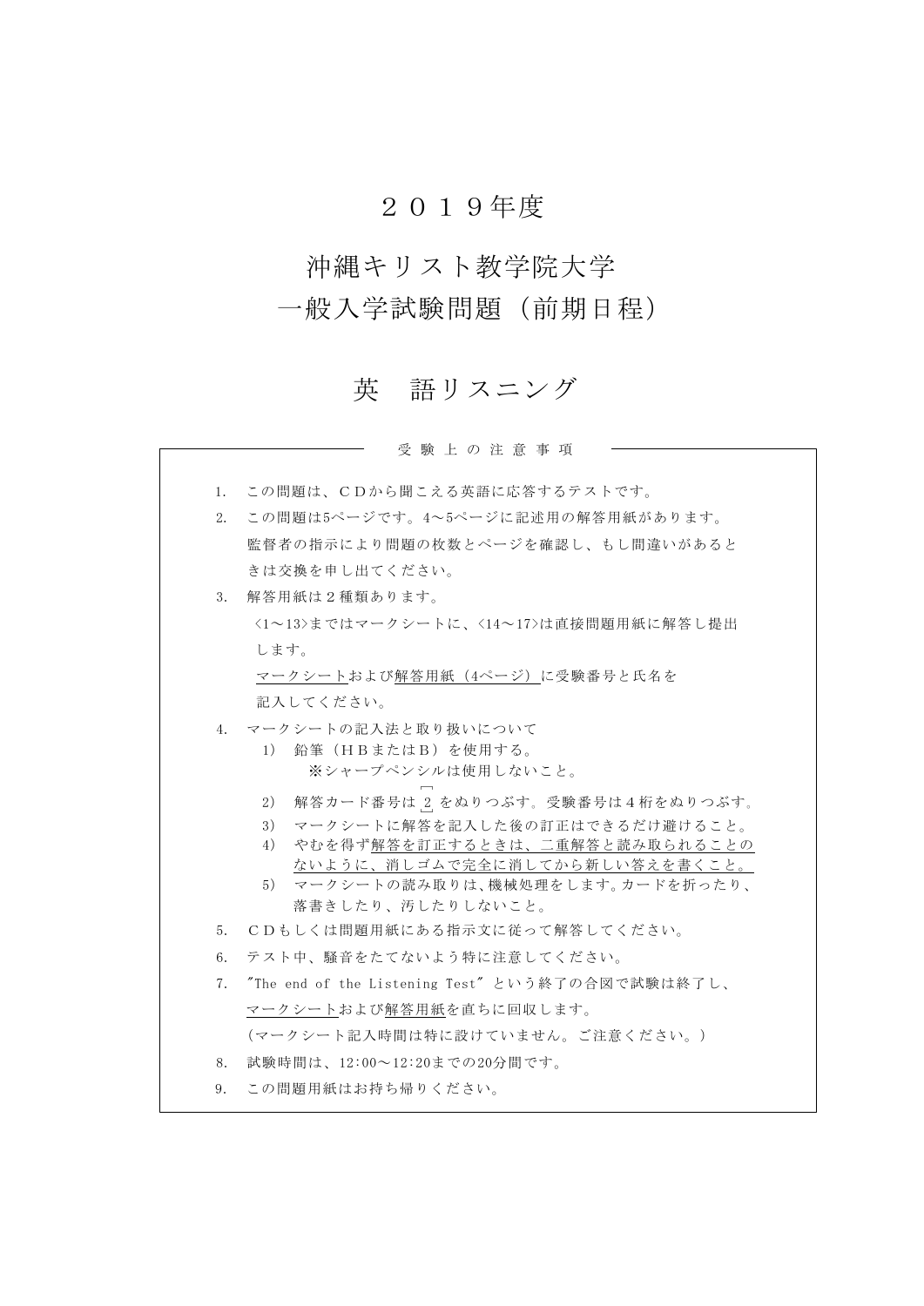# ２０１９年度

# 沖縄キリスト教学院大学
# 一般入学試験問題（前期日程）

# 英　語リスニング

## 受験上の注意事項

1. この問題は、ＣＤから聞こえる英語に応答するテストです。
2. この問題は5ページです。4～5ページに記述用の解答用紙があります。
   監督者の指示により問題の枚数とページを確認し、もし間違いがあるときは交換を申し出てください。
3. 解答用紙は２種類あります。
   <1～13>まではマークシートに、<14～17>は直接問題用紙に解答し提出します。
   マークシートおよび解答用紙（4ページ）に受験番号と氏名を記入してください。
4. マークシートの記入法と取り扱いについて
   1) 鉛筆（ＨＢまたはＢ）を使用する。
      ※シャープペンシルは使用しないこと。
   2) 解答カード番号は 2 をぬりつぶす。受験番号は４桁をぬりつぶす。
   3) マークシートに解答を記入した後の訂正はできるだけ避けること。
   4) やむを得ず解答を訂正するときは、二重解答と読み取られることのないように、消しゴムで完全に消してから新しい答えを書くこと。
   5) マークシートの読み取りは、機械処理をします。カードを折ったり、落書きしたり、汚したりしないこと。
5. ＣＤもしくは問題用紙にある指示文に従って解答してください。
6. テスト中、騒音をたてないよう特に注意してください。
7. "The end of the Listening Test" という終了の合図で試験は終了し、マークシートおよび解答用紙を直ちに回収します。
   (マークシート記入時間は特に設けていません。ご注意ください。)
8. 試験時間は、12:00～12:20までの20分間です。
9. この問題用紙はお持ち帰りください。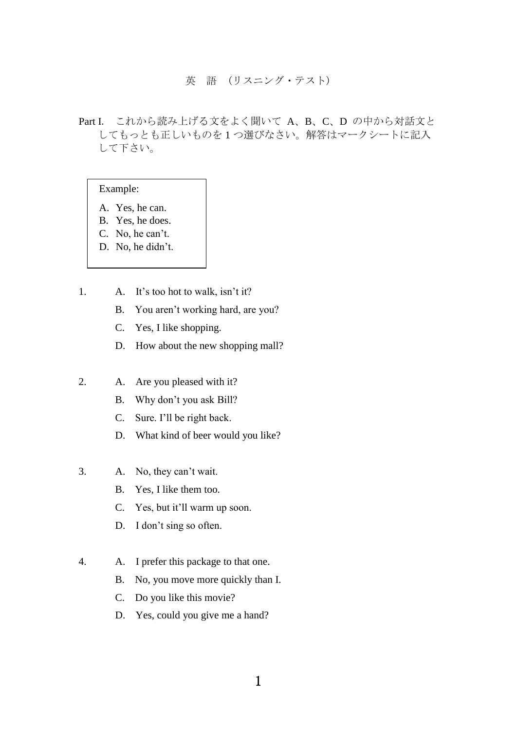# 英　語　（リスニング・テスト）

Part I.　これから読み上げる文をよく聞いて A、B、C、D の中から対話文としてもっとも正しいものを 1 つ選びなさい。解答はマークシートに記入して下さい。

> Example:
>
> A. Yes, he can.
> B. Yes, he does.
> C. No, he can't.
> D. No, he didn't.

1.
   - A. It's too hot to walk, isn't it?
   - B. You aren't working hard, are you?
   - C. Yes, I like shopping.
   - D. How about the new shopping mall?

2.
   - A. Are you pleased with it?
   - B. Why don't you ask Bill?
   - C. Sure. I'll be right back.
   - D. What kind of beer would you like?

3.
   - A. No, they can't wait.
   - B. Yes, I like them too.
   - C. Yes, but it'll warm up soon.
   - D. I don't sing so often.

4.
   - A. I prefer this package to that one.
   - B. No, you move more quickly than I.
   - C. Do you like this movie?
   - D. Yes, could you give me a hand?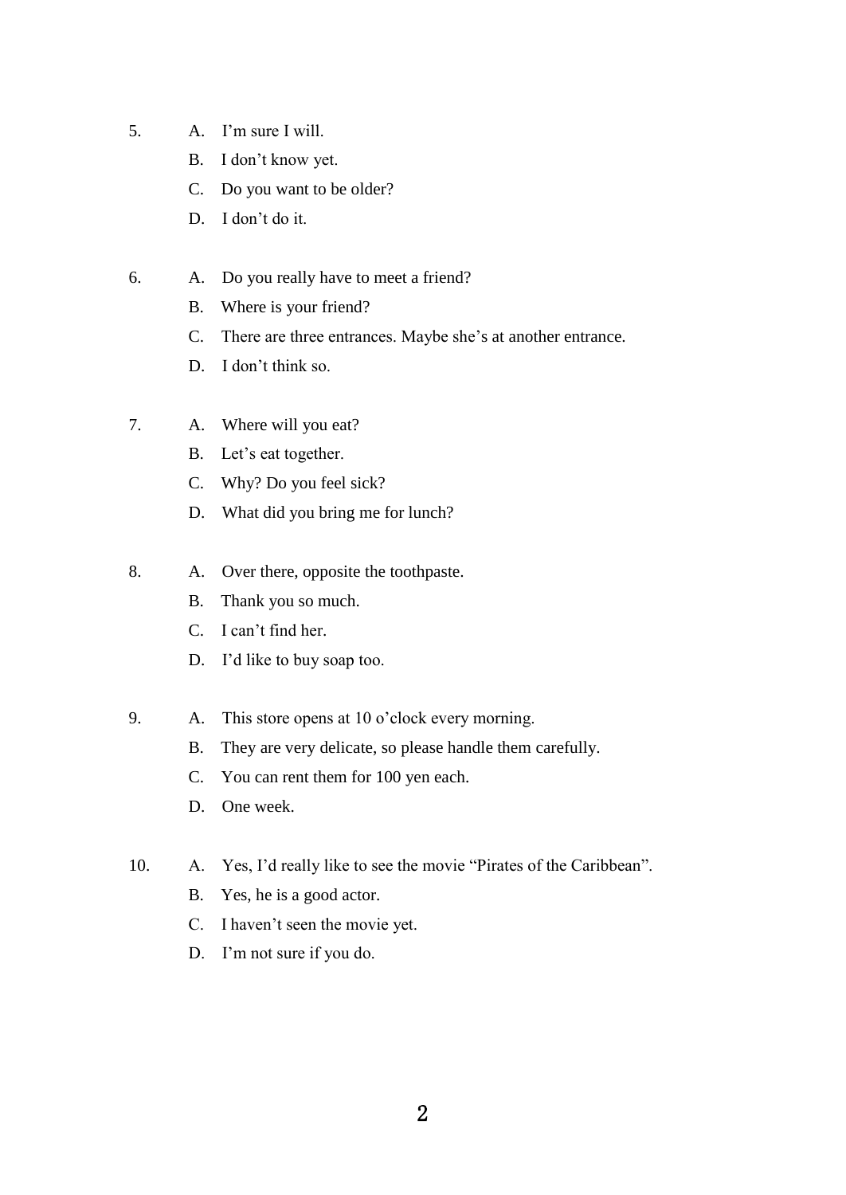5. A. I'm sure I will.
   B. I don't know yet.
   C. Do you want to be older?
   D. I don't do it.

6. A. Do you really have to meet a friend?
   B. Where is your friend?
   C. There are three entrances. Maybe she's at another entrance.
   D. I don't think so.

7. A. Where will you eat?
   B. Let's eat together.
   C. Why? Do you feel sick?
   D. What did you bring me for lunch?

8. A. Over there, opposite the toothpaste.
   B. Thank you so much.
   C. I can't find her.
   D. I'd like to buy soap too.

9. A. This store opens at 10 o'clock every morning.
   B. They are very delicate, so please handle them carefully.
   C. You can rent them for 100 yen each.
   D. One week.

10. A. Yes, I'd really like to see the movie "Pirates of the Caribbean".
    B. Yes, he is a good actor.
    C. I haven't seen the movie yet.
    D. I'm not sure if you do.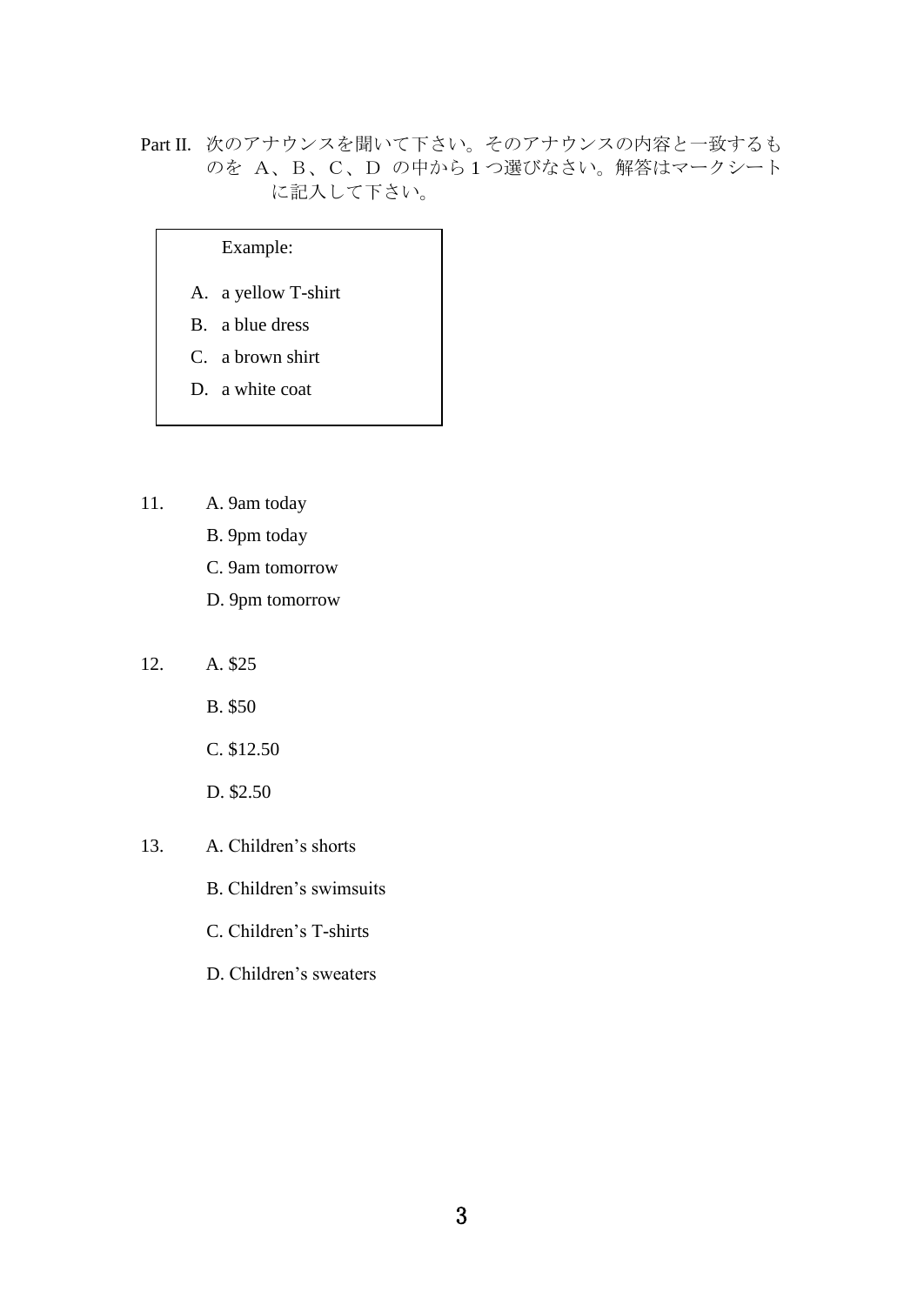Part II. 次のアナウンスを聞いて下さい。そのアナウンスの内容と一致するものを Ａ、Ｂ、Ｃ、Ｄ の中から１つ選びなさい。解答はマークシートに記入して下さい。

> Example:
>
> A. a yellow T-shirt
> B. a blue dress
> C. a brown shirt
> D. a white coat

11.
A. 9am today
B. 9pm today
C. 9am tomorrow
D. 9pm tomorrow

12.
A. $25
B. $50
C. $12.50
D. $2.50

13.
A. Children's shorts
B. Children's swimsuits
C. Children's T-shirts
D. Children's sweaters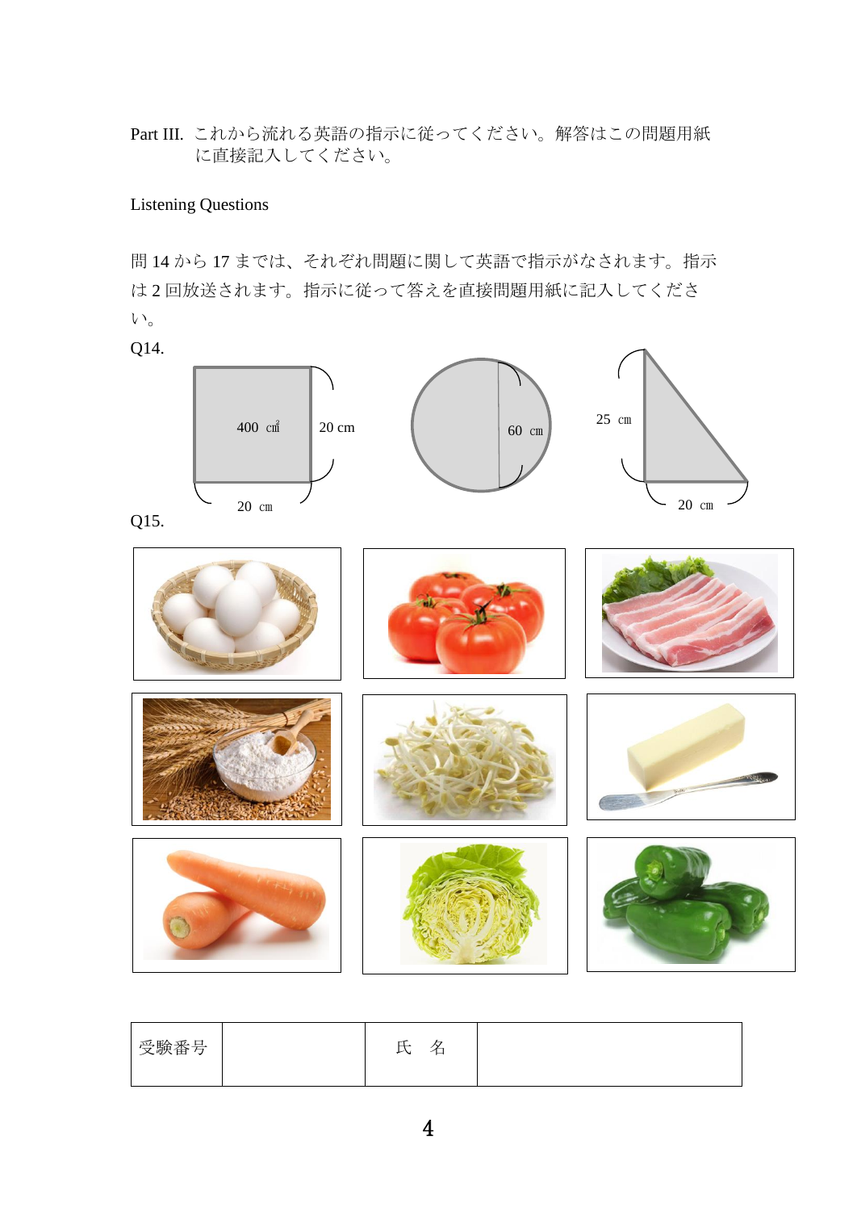Part III. これから流れる英語の指示に従ってください。解答はこの問題用紙に直接記入してください。

Listening Questions

問 14 から 17 までは、それぞれ問題に関して英語で指示がなされます。指示は 2 回放送されます。指示に従って答えを直接問題用紙に記入してください。

Q14.

400 ㎠　20 cm　20 ㎝　60 ㎝　25 ㎝　20 ㎝

Q15.

| 受験番号 | | 氏　名 | |
|---|---|---|---|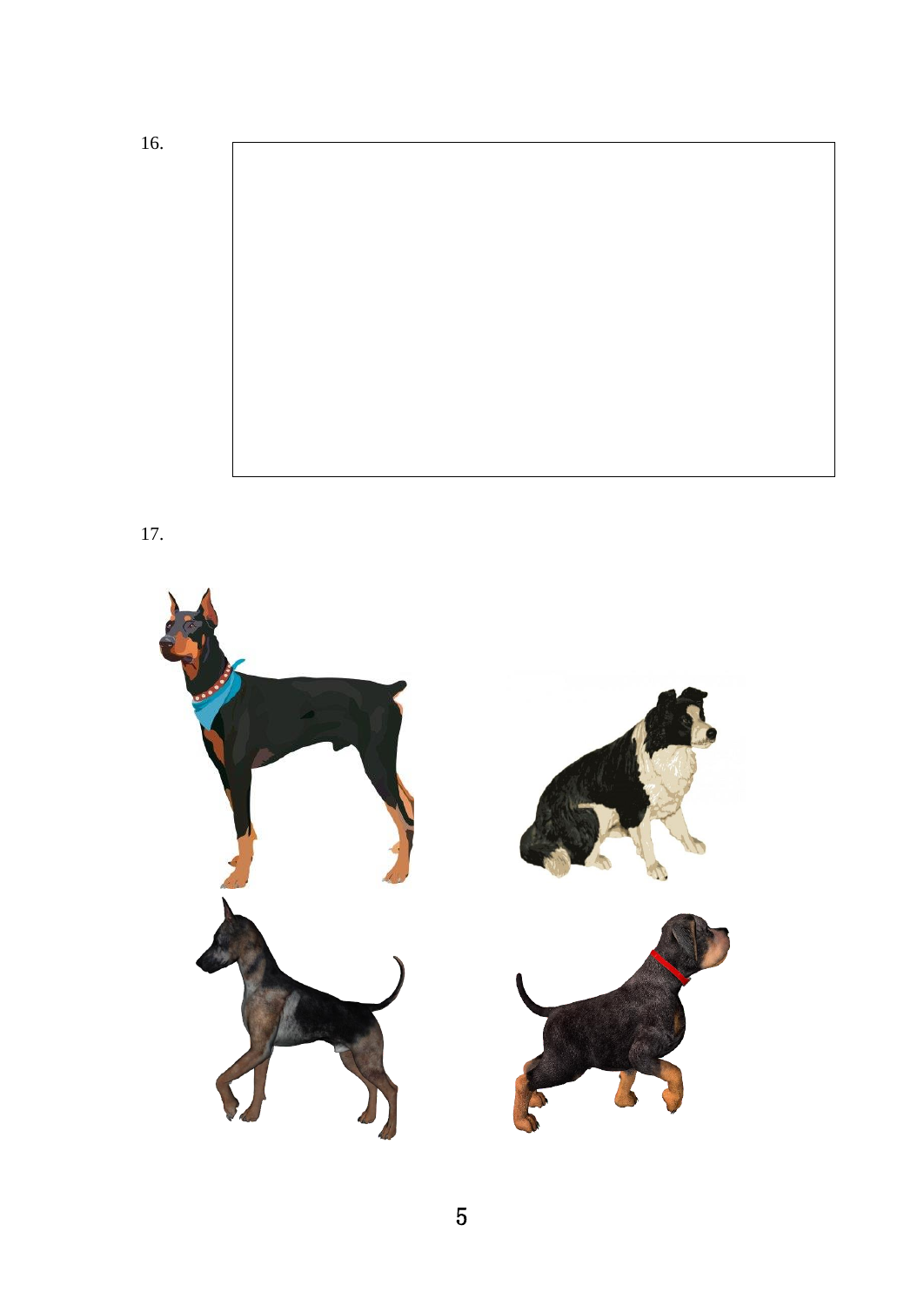16.

17.